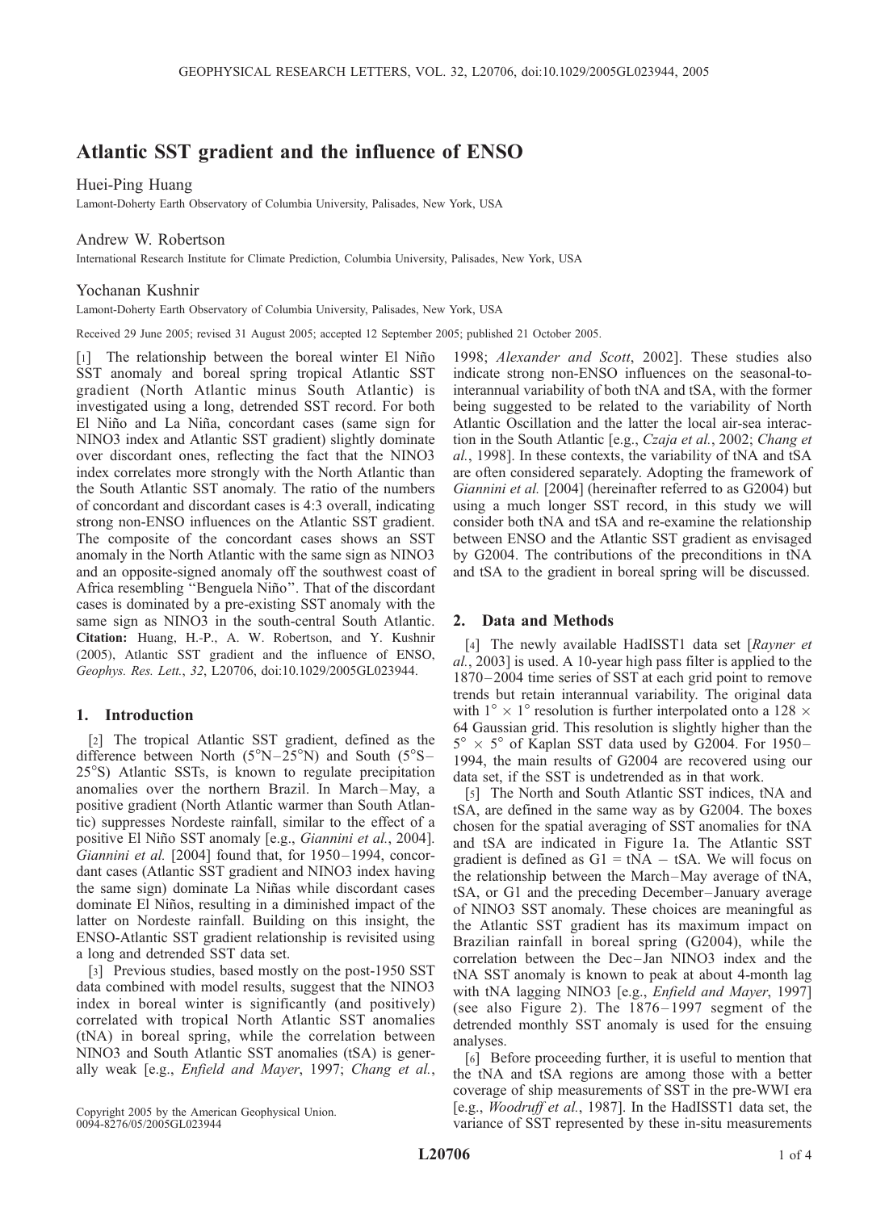# Atlantic SST gradient and the influence of ENSO

Huei-Ping Huang

Lamont-Doherty Earth Observatory of Columbia University, Palisades, New York, USA

Andrew W. Robertson

International Research Institute for Climate Prediction, Columbia University, Palisades, New York, USA

Yochanan Kushnir

Lamont-Doherty Earth Observatory of Columbia University, Palisades, New York, USA

Received 29 June 2005; revised 31 August 2005; accepted 12 September 2005; published 21 October 2005.

[1] The relationship between the boreal winter El Niño SST anomaly and boreal spring tropical Atlantic SST gradient (North Atlantic minus South Atlantic) is investigated using a long, detrended SST record. For both El Niño and La Niña, concordant cases (same sign for NINO3 index and Atlantic SST gradient) slightly dominate over discordant ones, reflecting the fact that the NINO3 index correlates more strongly with the North Atlantic than the South Atlantic SST anomaly. The ratio of the numbers of concordant and discordant cases is 4:3 overall, indicating strong non-ENSO influences on the Atlantic SST gradient. The composite of the concordant cases shows an SST anomaly in the North Atlantic with the same sign as NINO3 and an opposite-signed anomaly off the southwest coast of Africa resembling "Benguela Niño". That of the discordant cases is dominated by a pre-existing SST anomaly with the same sign as NINO3 in the south-central South Atlantic. **Citation:** Huang, H.-P., A. W. Robertson, and Y. Kushnir (2005), Atlantic SST gradient and the influence of ENSO, *Geophys. Res. Lett.*, *32*, L20706, doi:10.1029/2005GL023944.

## 1. Introduction

[2] The tropical Atlantic SST gradient, defined as the difference between North (5°N–25°N) and South (5°S–25°S) Atlantic SSTs, is known to regulate precipitation anomalies over the northern Brazil. In March–May, a positive gradient (North Atlantic warmer than South Atlantic) suppresses Nordeste rainfall, similar to the effect of a positive El Niño SST anomaly [e.g., *Giannini et al.*, 2004]. *Giannini et al.* [2004] found that, for 1950–1994, concordant cases (Atlantic SST gradient and NINO3 index having the same sign) dominate La Niñas while discordant cases dominate El Niños, resulting in a diminished impact of the latter on Nordeste rainfall. Building on this insight, the ENSO-Atlantic SST gradient relationship is revisited using a long and detrended SST data set.

[3] Previous studies, based mostly on the post-1950 SST data combined with model results, suggest that the NINO3 index in boreal winter is significantly (and positively) correlated with tropical North Atlantic SST anomalies (tNA) in boreal spring, while the correlation between NINO3 and South Atlantic SST anomalies (tSA) is generally weak [e.g., *Enfield and Mayer*, 1997; *Chang et al.*, 1998; *Alexander and Scott*, 2002]. These studies also indicate strong non-ENSO influences on the seasonal-to-interannual variability of both tNA and tSA, with the former being suggested to be related to the variability of North Atlantic Oscillation and the latter the local air-sea interaction in the South Atlantic [e.g., *Czaja et al.*, 2002; *Chang et al.*, 1998]. In these contexts, the variability of tNA and tSA are often considered separately. Adopting the framework of *Giannini et al.* [2004] (hereinafter referred to as G2004) but using a much longer SST record, in this study we will consider both tNA and tSA and re-examine the relationship between ENSO and the Atlantic SST gradient as envisaged by G2004. The contributions of the preconditions in tNA and tSA to the gradient in boreal spring will be discussed.

## 2. Data and Methods

[4] The newly available HadISST1 data set [*Rayner et al.*, 2003] is used. A 10-year high pass filter is applied to the 1870–2004 time series of SST at each grid point to remove trends but retain interannual variability. The original data with 1° × 1° resolution is further interpolated onto a 128 × 64 Gaussian grid. This resolution is slightly higher than the 5° × 5° of Kaplan SST data used by G2004. For 1950–1994, the main results of G2004 are recovered using our data set, if the SST is undetrended as in that work.

[5] The North and South Atlantic SST indices, tNA and tSA, are defined in the same way as by G2004. The boxes chosen for the spatial averaging of SST anomalies for tNA and tSA are indicated in Figure 1a. The Atlantic SST gradient is defined as G1 = tNA − tSA. We will focus on the relationship between the March–May average of tNA, tSA, or G1 and the preceding December–January average of NINO3 SST anomaly. These choices are meaningful as the Atlantic SST gradient has its maximum impact on Brazilian rainfall in boreal spring (G2004), while the correlation between the Dec–Jan NINO3 index and the tNA SST anomaly is known to peak at about 4-month lag with tNA lagging NINO3 [e.g., *Enfield and Mayer*, 1997] (see also Figure 2). The 1876–1997 segment of the detrended monthly SST anomaly is used for the ensuing analyses.

[6] Before proceeding further, it is useful to mention that the tNA and tSA regions are among those with a better coverage of ship measurements of SST in the pre-WWI era [e.g., *Woodruff et al.*, 1987]. In the HadISST1 data set, the variance of SST represented by these in-situ measurements

Copyright 2005 by the American Geophysical Union.
0094-8276/05/2005GL023944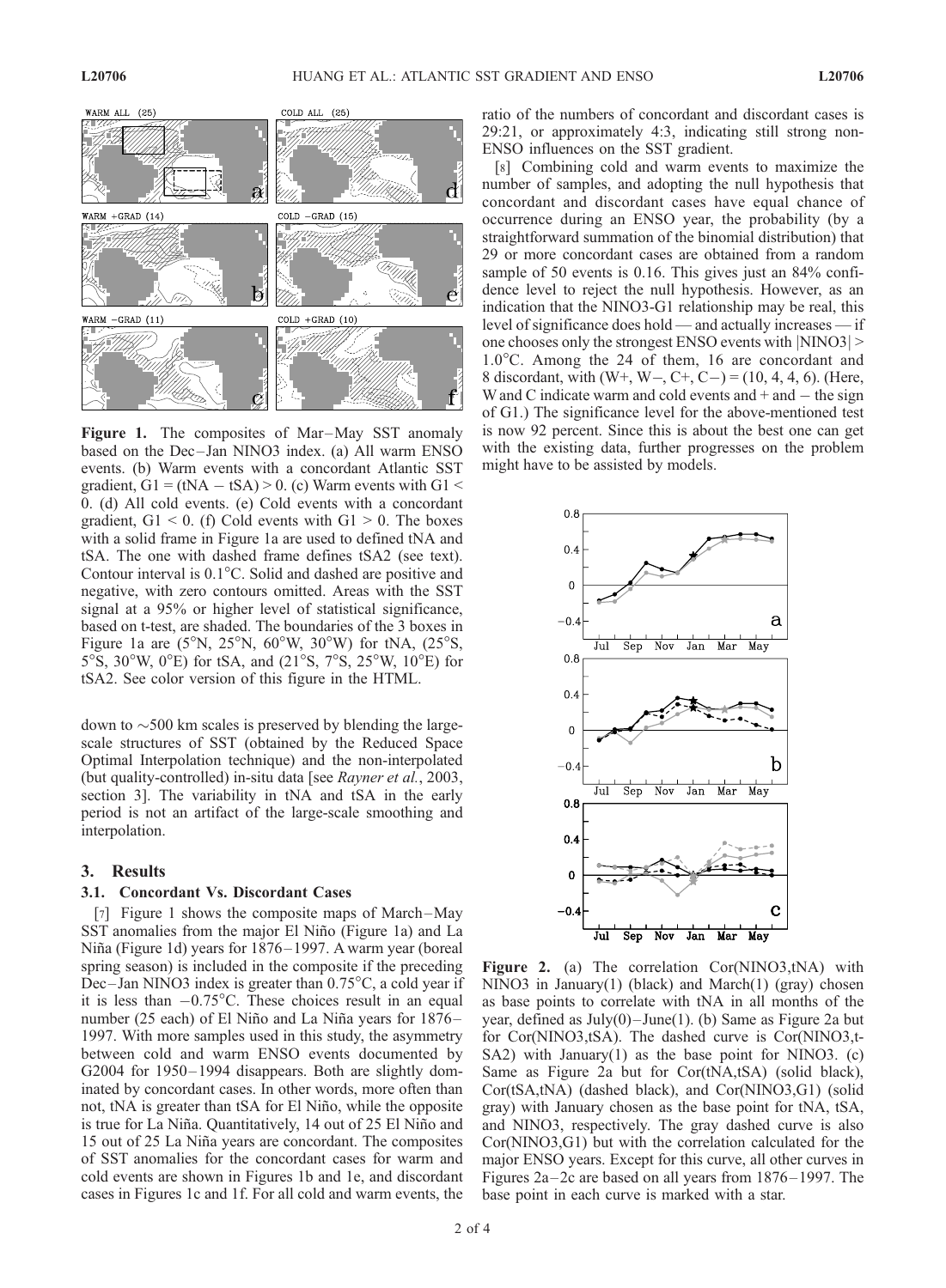**Figure 1.** The composites of Mar–May SST anomaly based on the Dec–Jan NINO3 index. (a) All warm ENSO events. (b) Warm events with a concordant Atlantic SST gradient, G1 = (tNA − tSA) > 0. (c) Warm events with G1 < 0. (d) All cold events. (e) Cold events with a concordant gradient, G1 < 0. (f) Cold events with G1 > 0. The boxes with a solid frame in Figure 1a are used to defined tNA and tSA. The one with dashed frame defines tSA2 (see text). Contour interval is 0.1°C. Solid and dashed are positive and negative, with zero contours omitted. Areas with the SST signal at a 95% or higher level of statistical significance, based on t-test, are shaded. The boundaries of the 3 boxes in Figure 1a are (5°N, 25°N, 60°W, 30°W) for tNA, (25°S, 5°S, 30°W, 0°E) for tSA, and (21°S, 7°S, 25°W, 10°E) for tSA2. See color version of this figure in the HTML.

down to ~500 km scales is preserved by blending the large-scale structures of SST (obtained by the Reduced Space Optimal Interpolation technique) and the non-interpolated (but quality-controlled) in-situ data [see *Rayner et al.*, 2003, section 3]. The variability in tNA and tSA in the early period is not an artifact of the large-scale smoothing and interpolation.

## 3. Results

### 3.1. Concordant Vs. Discordant Cases

[7] Figure 1 shows the composite maps of March–May SST anomalies from the major El Niño (Figure 1a) and La Niña (Figure 1d) years for 1876–1997. A warm year (boreal spring season) is included in the composite if the preceding Dec–Jan NINO3 index is greater than 0.75°C, a cold year if it is less than −0.75°C. These choices result in an equal number (25 each) of El Niño and La Niña years for 1876–1997. With more samples used in this study, the asymmetry between cold and warm ENSO events documented by G2004 for 1950–1994 disappears. Both are slightly dominated by concordant cases. In other words, more often than not, tNA is greater than tSA for El Niño, while the opposite is true for La Niña. Quantitatively, 14 out of 25 El Niño and 15 out of 25 La Niña years are concordant. The composites of SST anomalies for the concordant cases for warm and cold events are shown in Figures 1b and 1e, and discordant cases in Figures 1c and 1f. For all cold and warm events, the ratio of the numbers of concordant and discordant cases is 29:21, or approximately 4:3, indicating still strong non-ENSO influences on the SST gradient.

[8] Combining cold and warm events to maximize the number of samples, and adopting the null hypothesis that concordant and discordant cases have equal chance of occurrence during an ENSO year, the probability (by a straightforward summation of the binomial distribution) that 29 or more concordant cases are obtained from a random sample of 50 events is 0.16. This gives just an 84% confidence level to reject the null hypothesis. However, as an indication that the NINO3-G1 relationship may be real, this level of significance does hold — and actually increases — if one chooses only the strongest ENSO events with |NINO3| > 1.0°C. Among the 24 of them, 16 are concordant and 8 discordant, with (W+, W−, C+, C−) = (10, 4, 4, 6). (Here, W and C indicate warm and cold events and + and − the sign of G1.) The significance level for the above-mentioned test is now 92 percent. Since this is about the best one can get with the existing data, further progresses on the problem might have to be assisted by models.

**Figure 2.** (a) The correlation Cor(NINO3,tNA) with NINO3 in January(1) (black) and March(1) (gray) chosen as base points to correlate with tNA in all months of the year, defined as July(0)–June(1). (b) Same as Figure 2a but for Cor(NINO3,tSA). The dashed curve is Cor(NINO3,tSA2) with January(1) as the base point for NINO3. (c) Same as Figure 2a but for Cor(tNA,tSA) (solid black), Cor(tSA,tNA) (dashed black), and Cor(NINO3,G1) (solid gray) with January chosen as the base point for tNA, tSA, and NINO3, respectively. The gray dashed curve is also Cor(NINO3,G1) but with the correlation calculated for the major ENSO years. Except for this curve, all other curves in Figures 2a–2c are based on all years from 1876–1997. The base point in each curve is marked with a star.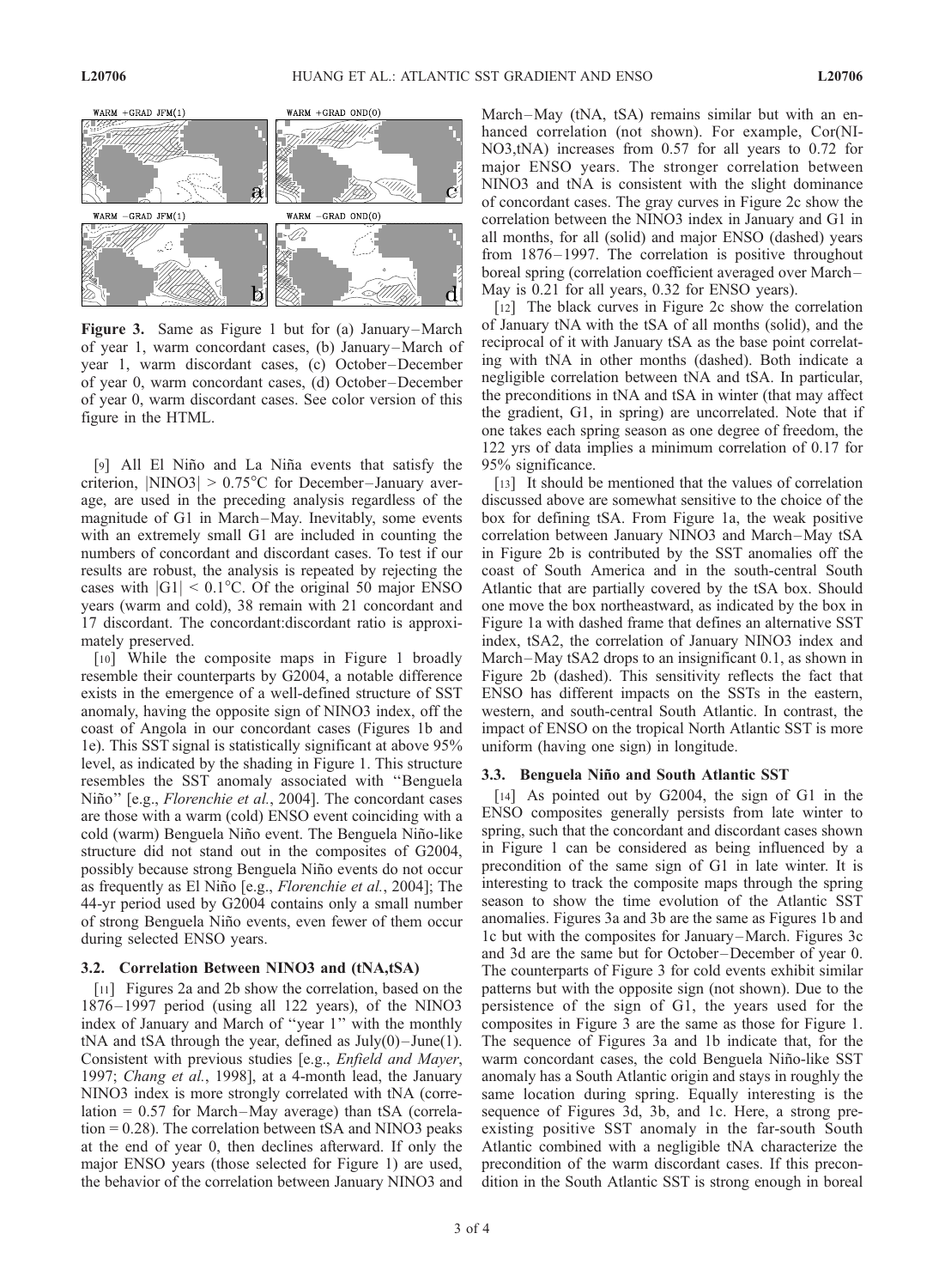**Figure 3.** Same as Figure 1 but for (a) January–March of year 1, warm concordant cases, (b) January–March of year 1, warm discordant cases, (c) October–December of year 0, warm concordant cases, (d) October–December of year 0, warm discordant cases. See color version of this figure in the HTML.

[9] All El Niño and La Niña events that satisfy the criterion, |NINO3| > 0.75°C for December–January average, are used in the preceding analysis regardless of the magnitude of G1 in March–May. Inevitably, some events with an extremely small G1 are included in counting the numbers of concordant and discordant cases. To test if our results are robust, the analysis is repeated by rejecting the cases with |G1| < 0.1°C. Of the original 50 major ENSO years (warm and cold), 38 remain with 21 concordant and 17 discordant. The concordant:discordant ratio is approximately preserved.

[10] While the composite maps in Figure 1 broadly resemble their counterparts by G2004, a notable difference exists in the emergence of a well-defined structure of SST anomaly, having the opposite sign of NINO3 index, off the coast of Angola in our concordant cases (Figures 1b and 1e). This SST signal is statistically significant at above 95% level, as indicated by the shading in Figure 1. This structure resembles the SST anomaly associated with "Benguela Niño" [e.g., *Florenchie et al.*, 2004]. The concordant cases are those with a warm (cold) ENSO event coinciding with a cold (warm) Benguela Niño event. The Benguela Niño-like structure did not stand out in the composites of G2004, possibly because strong Benguela Niño events do not occur as frequently as El Niño [e.g., *Florenchie et al.*, 2004]; The 44-yr period used by G2004 contains only a small number of strong Benguela Niño events, even fewer of them occur during selected ENSO years.

### 3.2. Correlation Between NINO3 and (tNA,tSA)

[11] Figures 2a and 2b show the correlation, based on the 1876–1997 period (using all 122 years), of the NINO3 index of January and March of "year 1" with the monthly tNA and tSA through the year, defined as July(0)–June(1). Consistent with previous studies [e.g., *Enfield and Mayer*, 1997; *Chang et al.*, 1998], at a 4-month lead, the January NINO3 index is more strongly correlated with tNA (correlation = 0.57 for March–May average) than tSA (correlation = 0.28). The correlation between tSA and NINO3 peaks at the end of year 0, then declines afterward. If only the major ENSO years (those selected for Figure 1) are used, the behavior of the correlation between January NINO3 and March–May (tNA, tSA) remains similar but with an enhanced correlation (not shown). For example, Cor(NINO3,tNA) increases from 0.57 for all years to 0.72 for major ENSO years. The stronger correlation between NINO3 and tNA is consistent with the slight dominance of concordant cases. The gray curves in Figure 2c show the correlation between the NINO3 index in January and G1 in all months, for all (solid) and major ENSO (dashed) years from 1876–1997. The correlation is positive throughout boreal spring (correlation coefficient averaged over March–May is 0.21 for all years, 0.32 for ENSO years).

[12] The black curves in Figure 2c show the correlation of January tNA with the tSA of all months (solid), and the reciprocal of it with January tSA as the base point correlating with tNA in other months (dashed). Both indicate a negligible correlation between tNA and tSA. In particular, the preconditions in tNA and tSA in winter (that may affect the gradient, G1, in spring) are uncorrelated. Note that if one takes each spring season as one degree of freedom, the 122 yrs of data implies a minimum correlation of 0.17 for 95% significance.

[13] It should be mentioned that the values of correlation discussed above are somewhat sensitive to the choice of the box for defining tSA. From Figure 1a, the weak positive correlation between January NINO3 and March–May tSA in Figure 2b is contributed by the SST anomalies off the coast of South America and in the south-central South Atlantic that are partially covered by the tSA box. Should one move the box northeastward, as indicated by the box in Figure 1a with dashed frame that defines an alternative SST index, tSA2, the correlation of January NINO3 index and March–May tSA2 drops to an insignificant 0.1, as shown in Figure 2b (dashed). This sensitivity reflects the fact that ENSO has different impacts on the SSTs in the eastern, western, and south-central South Atlantic. In contrast, the impact of ENSO on the tropical North Atlantic SST is more uniform (having one sign) in longitude.

### 3.3. Benguela Niño and South Atlantic SST

[14] As pointed out by G2004, the sign of G1 in the ENSO composites generally persists from late winter to spring, such that the concordant and discordant cases shown in Figure 1 can be considered as being influenced by a precondition of the same sign of G1 in late winter. It is interesting to track the composite maps through the spring season to show the time evolution of the Atlantic SST anomalies. Figures 3a and 3b are the same as Figures 1b and 1c but with the composites for January–March. Figures 3c and 3d are the same but for October–December of year 0. The counterparts of Figure 3 for cold events exhibit similar patterns but with the opposite sign (not shown). Due to the persistence of the sign of G1, the years used for the composites in Figure 3 are the same as those for Figure 1. The sequence of Figures 3a and 1b indicate that, for the warm concordant cases, the cold Benguela Niño-like SST anomaly has a South Atlantic origin and stays in roughly the same location during spring. Equally interesting is the sequence of Figures 3d, 3b, and 1c. Here, a strong pre-existing positive SST anomaly in the far-south South Atlantic combined with a negligible tNA characterize the precondition of the warm discordant cases. If this precondition in the South Atlantic SST is strong enough in boreal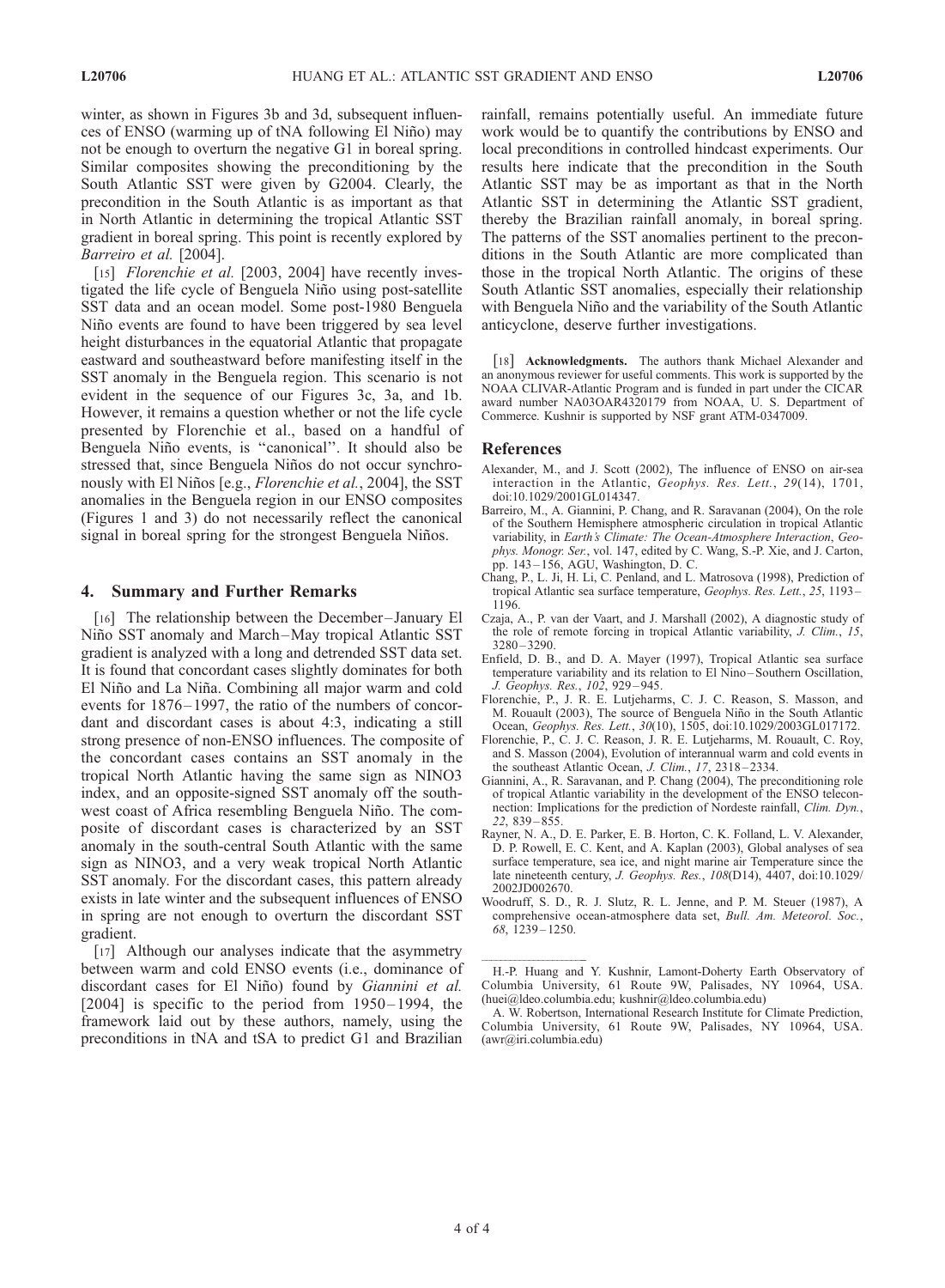winter, as shown in Figures 3b and 3d, subsequent influences of ENSO (warming up of tNA following El Niño) may not be enough to overturn the negative G1 in boreal spring. Similar composites showing the preconditioning by the South Atlantic SST were given by G2004. Clearly, the precondition in the South Atlantic is as important as that in North Atlantic in determining the tropical Atlantic SST gradient in boreal spring. This point is recently explored by *Barreiro et al.* [2004].

[15] *Florenchie et al.* [2003, 2004] have recently investigated the life cycle of Benguela Niño using post-satellite SST data and an ocean model. Some post-1980 Benguela Niño events are found to have been triggered by sea level height disturbances in the equatorial Atlantic that propagate eastward and southeastward before manifesting itself in the SST anomaly in the Benguela region. This scenario is not evident in the sequence of our Figures 3c, 3a, and 1b. However, it remains a question whether or not the life cycle presented by Florenchie et al., based on a handful of Benguela Niño events, is "canonical". It should also be stressed that, since Benguela Niños do not occur synchronously with El Niños [e.g., *Florenchie et al.*, 2004], the SST anomalies in the Benguela region in our ENSO composites (Figures 1 and 3) do not necessarily reflect the canonical signal in boreal spring for the strongest Benguela Niños.

## 4. Summary and Further Remarks

[16] The relationship between the December–January El Niño SST anomaly and March–May tropical Atlantic SST gradient is analyzed with a long and detrended SST data set. It is found that concordant cases slightly dominates for both El Niño and La Niña. Combining all major warm and cold events for 1876–1997, the ratio of the numbers of concordant and discordant cases is about 4:3, indicating a still strong presence of non-ENSO influences. The composite of the concordant cases contains an SST anomaly in the tropical North Atlantic having the same sign as NINO3 index, and an opposite-signed SST anomaly off the southwest coast of Africa resembling Benguela Niño. The composite of discordant cases is characterized by an SST anomaly in the south-central South Atlantic with the same sign as NINO3, and a very weak tropical North Atlantic SST anomaly. For the discordant cases, this pattern already exists in late winter and the subsequent influences of ENSO in spring are not enough to overturn the discordant SST gradient.

[17] Although our analyses indicate that the asymmetry between warm and cold ENSO events (i.e., dominance of discordant cases for El Niño) found by *Giannini et al.* [2004] is specific to the period from 1950–1994, the framework laid out by these authors, namely, using the preconditions in tNA and tSA to predict G1 and Brazilian rainfall, remains potentially useful. An immediate future work would be to quantify the contributions by ENSO and local preconditions in controlled hindcast experiments. Our results here indicate that the precondition in the South Atlantic SST may be as important as that in the North Atlantic SST in determining the Atlantic SST gradient, thereby the Brazilian rainfall anomaly, in boreal spring. The patterns of the SST anomalies pertinent to the preconditions in the South Atlantic are more complicated than those in the tropical North Atlantic. The origins of these South Atlantic SST anomalies, especially their relationship with Benguela Niño and the variability of the South Atlantic anticyclone, deserve further investigations.

[18] **Acknowledgments.** The authors thank Michael Alexander and an anonymous reviewer for useful comments. This work is supported by the NOAA CLIVAR-Atlantic Program and is funded in part under the CICAR award number NA03OAR4320179 from NOAA, U. S. Department of Commerce. Kushnir is supported by NSF grant ATM-0347009.

## References

Alexander, M., and J. Scott (2002), The influence of ENSO on air-sea interaction in the Atlantic, *Geophys. Res. Lett.*, *29*(14), 1701, doi:10.1029/2001GL014347.

Barreiro, M., A. Giannini, P. Chang, and R. Saravanan (2004), On the role of the Southern Hemisphere atmospheric circulation in tropical Atlantic variability, in *Earth's Climate: The Ocean-Atmosphere Interaction*, *Geophys. Monogr. Ser.*, vol. 147, edited by C. Wang, S.-P. Xie, and J. Carton, pp. 143–156, AGU, Washington, D. C.

Chang, P., L. Ji, H. Li, C. Penland, and L. Matrosova (1998), Prediction of tropical Atlantic sea surface temperature, *Geophys. Res. Lett.*, *25*, 1193–1196.

Czaja, A., P. van der Vaart, and J. Marshall (2002), A diagnostic study of the role of remote forcing in tropical Atlantic variability, *J. Clim.*, *15*, 3280–3290.

Enfield, D. B., and D. A. Mayer (1997), Tropical Atlantic sea surface temperature variability and its relation to El Nino–Southern Oscillation, *J. Geophys. Res.*, *102*, 929–945.

Florenchie, P., J. R. E. Lutjeharms, C. J. C. Reason, S. Masson, and M. Rouault (2003), The source of Benguela Niño in the South Atlantic Ocean, *Geophys. Res. Lett.*, *30*(10), 1505, doi:10.1029/2003GL017172.

Florenchie, P., C. J. C. Reason, J. R. E. Lutjeharms, M. Rouault, C. Roy, and S. Masson (2004), Evolution of interannual warm and cold events in the southeast Atlantic Ocean, *J. Clim.*, *17*, 2318–2334.

Giannini, A., R. Saravanan, and P. Chang (2004), The preconditioning role of tropical Atlantic variability in the development of the ENSO teleconnection: Implications for the prediction of Nordeste rainfall, *Clim. Dyn.*, *22*, 839–855.

Rayner, N. A., D. E. Parker, E. B. Horton, C. K. Folland, L. V. Alexander, D. P. Rowell, E. C. Kent, and A. Kaplan (2003), Global analyses of sea surface temperature, sea ice, and night marine air Temperature since the late nineteenth century, *J. Geophys. Res.*, *108*(D14), 4407, doi:10.1029/2002JD002670.

Woodruff, S. D., R. J. Slutz, R. L. Jenne, and P. M. Steuer (1987), A comprehensive ocean-atmosphere data set, *Bull. Am. Meteorol. Soc.*, *68*, 1239–1250.

---

H.-P. Huang and Y. Kushnir, Lamont-Doherty Earth Observatory of Columbia University, 61 Route 9W, Palisades, NY 10964, USA. (huei@ldeo.columbia.edu; kushnir@ldeo.columbia.edu)

A. W. Robertson, International Research Institute for Climate Prediction, Columbia University, 61 Route 9W, Palisades, NY 10964, USA. (awr@iri.columbia.edu)